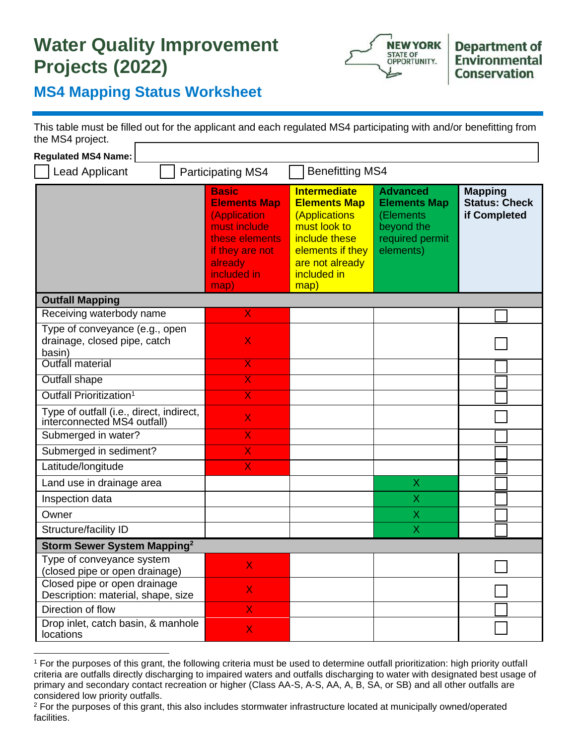# Water Quality Improvement Projects (2022)

## MS4 Mapping Status Worksheet

This table must be filled out for the applicant and each regulated MS4 participating with and/or benefitting from the MS4 project.

**Regulated MS4 Name:** ______________________

☐ Lead Applicant ☐ Participating MS4 ☐ Benefitting MS4

| | **Basic Elements Map** (Application must include these elements if they are not already included in map) | **Intermediate Elements Map** (Applications must look to include these elements if they are not already included in map) | **Advanced Elements Map** (Elements beyond the required permit elements) | **Mapping Status: Check if Completed** |
|---|---|---|---|---|
| **Outfall Mapping** | | | | |
| Receiving waterbody name | X | | | ☐ |
| Type of conveyance (e.g., open drainage, closed pipe, catch basin) | X | | | ☐ |
| Outfall material | X | | | ☐ |
| Outfall shape | X | | | ☐ |
| Outfall Prioritization[1] | X | | | ☐ |
| Type of outfall (i.e., direct, indirect, interconnected MS4 outfall) | X | | | ☐ |
| Submerged in water? | X | | | ☐ |
| Submerged in sediment? | X | | | ☐ |
| Latitude/longitude | X | | | ☐ |
| Land use in drainage area | | | X | ☐ |
| Inspection data | | | X | ☐ |
| Owner | | | X | ☐ |
| Structure/facility ID | | | X | ☐ |
| **Storm Sewer System Mapping[2]** | | | | |
| Type of conveyance system (closed pipe or open drainage) | X | | | ☐ |
| Closed pipe or open drainage Description: material, shape, size | X | | | ☐ |
| Direction of flow | X | | | ☐ |
| Drop inlet, catch basin, & manhole locations | X | | | ☐ |

[1] For the purposes of this grant, the following criteria must be used to determine outfall prioritization: high priority outfall criteria are outfalls directly discharging to impaired waters and outfalls discharging to water with designated best usage of primary and secondary contact recreation or higher (Class AA-S, A-S, AA, A, B, SA, or SB) and all other outfalls are considered low priority outfalls.

[2] For the purposes of this grant, this also includes stormwater infrastructure located at municipally owned/operated facilities.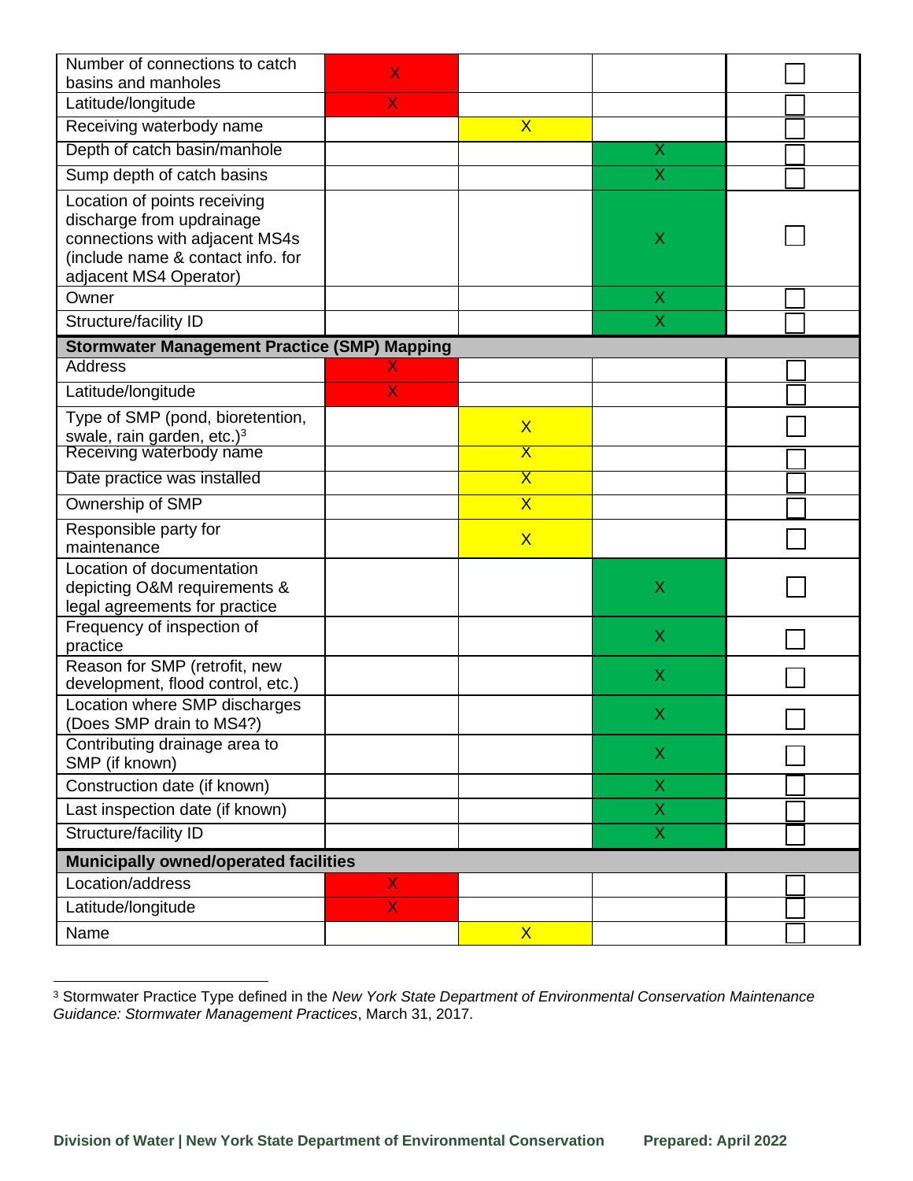| | | | | |
|---|---|---|---|---|
| Number of connections to catch basins and manholes | X | | | ☐ |
| Latitude/longitude | X | | | ☐ |
| Receiving waterbody name | | X | | ☐ |
| Depth of catch basin/manhole | | | X | ☐ |
| Sump depth of catch basins | | | X | ☐ |
| Location of points receiving discharge from updrainage connections with adjacent MS4s (include name & contact info. for adjacent MS4 Operator) | | | X | ☐ |
| Owner | | | X | ☐ |
| Structure/facility ID | | | X | ☐ |
| **Stormwater Management Practice (SMP) Mapping** | | | | |
| Address | X | | | ☐ |
| Latitude/longitude | X | | | ☐ |
| Type of SMP (pond, bioretention, swale, rain garden, etc.)[3] | | X | | ☐ |
| Receiving waterbody name | | X | | ☐ |
| Date practice was installed | | X | | ☐ |
| Ownership of SMP | | X | | ☐ |
| Responsible party for maintenance | | X | | ☐ |
| Location of documentation depicting O&M requirements & legal agreements for practice | | | X | ☐ |
| Frequency of inspection of practice | | | X | ☐ |
| Reason for SMP (retrofit, new development, flood control, etc.) | | | X | ☐ |
| Location where SMP discharges (Does SMP drain to MS4?) | | | X | ☐ |
| Contributing drainage area to SMP (if known) | | | X | ☐ |
| Construction date (if known) | | | X | ☐ |
| Last inspection date (if known) | | | X | ☐ |
| Structure/facility ID | | | X | ☐ |
| **Municipally owned/operated facilities** | | | | |
| Location/address | X | | | ☐ |
| Latitude/longitude | X | | | ☐ |
| Name | | X | | ☐ |

[3] Stormwater Practice Type defined in the *New York State Department of Environmental Conservation Maintenance Guidance: Stormwater Management Practices*, March 31, 2017.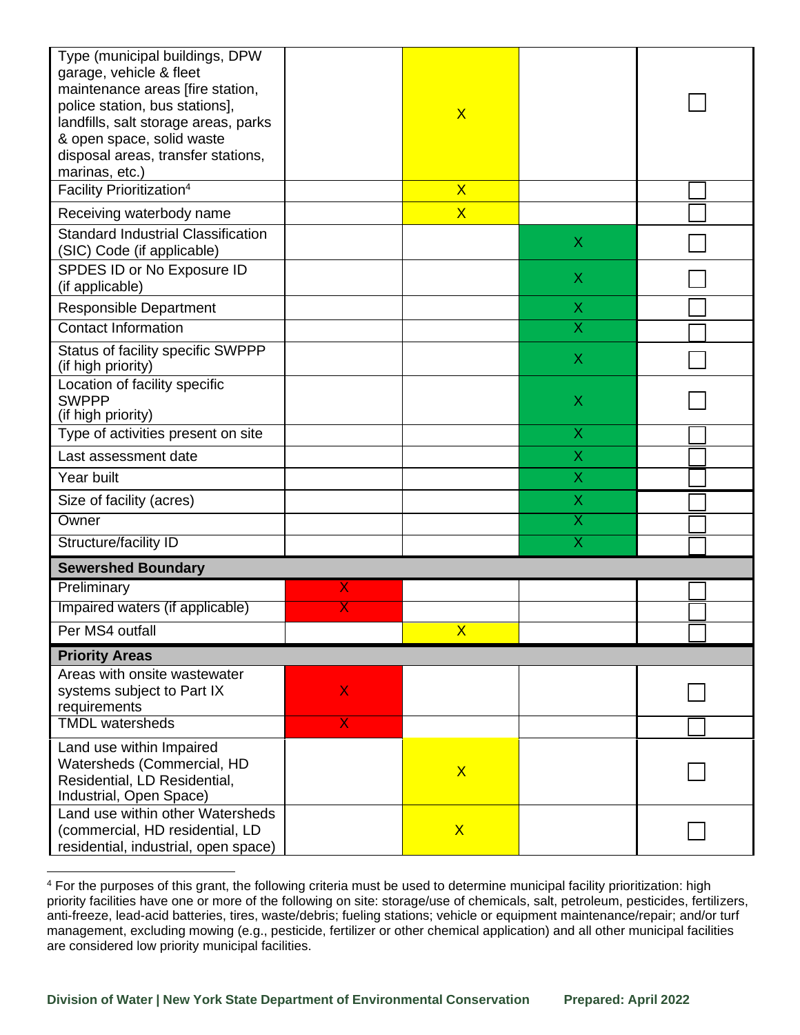| | | | | |
|---|---|---|---|---|
| Type (municipal buildings, DPW garage, vehicle & fleet maintenance areas [fire station, police station, bus stations], landfills, salt storage areas, parks & open space, solid waste disposal areas, transfer stations, marinas, etc.) | | X | | ☐ |
| Facility Prioritization[4] | | X | | ☐ |
| Receiving waterbody name | | X | | ☐ |
| Standard Industrial Classification (SIC) Code (if applicable) | | | X | ☐ |
| SPDES ID or No Exposure ID (if applicable) | | | X | ☐ |
| Responsible Department | | | X | ☐ |
| Contact Information | | | X | ☐ |
| Status of facility specific SWPPP (if high priority) | | | X | ☐ |
| Location of facility specific SWPPP (if high priority) | | | X | ☐ |
| Type of activities present on site | | | X | ☐ |
| Last assessment date | | | X | ☐ |
| Year built | | | X | ☐ |
| Size of facility (acres) | | | X | ☐ |
| Owner | | | X | ☐ |
| Structure/facility ID | | | X | ☐ |
| **Sewershed Boundary** | | | | |
| Preliminary | X | | | ☐ |
| Impaired waters (if applicable) | X | | | ☐ |
| Per MS4 outfall | | X | | ☐ |
| **Priority Areas** | | | | |
| Areas with onsite wastewater systems subject to Part IX requirements | X | | | ☐ |
| TMDL watersheds | X | | | ☐ |
| Land use within Impaired Watersheds (Commercial, HD Residential, LD Residential, Industrial, Open Space) | | X | | ☐ |
| Land use within other Watersheds (commercial, HD residential, LD residential, industrial, open space) | | X | | ☐ |

[4] For the purposes of this grant, the following criteria must be used to determine municipal facility prioritization: high priority facilities have one or more of the following on site: storage/use of chemicals, salt, petroleum, pesticides, fertilizers, anti-freeze, lead-acid batteries, tires, waste/debris; fueling stations; vehicle or equipment maintenance/repair; and/or turf management, excluding mowing (e.g., pesticide, fertilizer or other chemical application) and all other municipal facilities are considered low priority municipal facilities.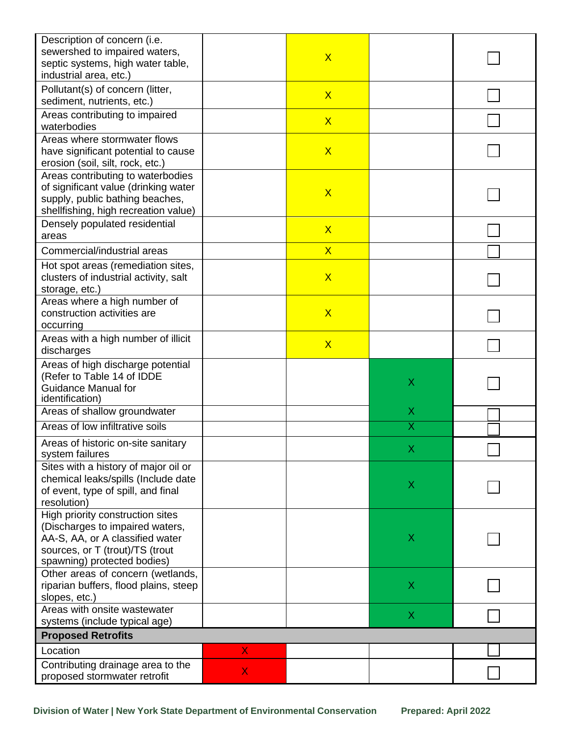| | | | | |
|---|---|---|---|---|
| Description of concern (i.e. sewershed to impaired waters, septic systems, high water table, industrial area, etc.) | | X | | ☐ |
| Pollutant(s) of concern (litter, sediment, nutrients, etc.) | | X | | ☐ |
| Areas contributing to impaired waterbodies | | X | | ☐ |
| Areas where stormwater flows have significant potential to cause erosion (soil, silt, rock, etc.) | | X | | ☐ |
| Areas contributing to waterbodies of significant value (drinking water supply, public bathing beaches, shellfishing, high recreation value) | | X | | ☐ |
| Densely populated residential areas | | X | | ☐ |
| Commercial/industrial areas | | X | | ☐ |
| Hot spot areas (remediation sites, clusters of industrial activity, salt storage, etc.) | | X | | ☐ |
| Areas where a high number of construction activities are occurring | | X | | ☐ |
| Areas with a high number of illicit discharges | | X | | ☐ |
| Areas of high discharge potential (Refer to Table 14 of IDDE Guidance Manual for identification) | | | X | ☐ |
| Areas of shallow groundwater | | | X | ☐ |
| Areas of low infiltrative soils | | | X | ☐ |
| Areas of historic on-site sanitary system failures | | | X | ☐ |
| Sites with a history of major oil or chemical leaks/spills (Include date of event, type of spill, and final resolution) | | | X | ☐ |
| High priority construction sites (Discharges to impaired waters, AA-S, AA, or A classified water sources, or T (trout)/TS (trout spawning) protected bodies) | | | X | ☐ |
| Other areas of concern (wetlands, riparian buffers, flood plains, steep slopes, etc.) | | | X | ☐ |
| Areas with onsite wastewater systems (include typical age) | | | X | ☐ |
| **Proposed Retrofits** | | | | |
| Location | X | | | ☐ |
| Contributing drainage area to the proposed stormwater retrofit | X | | | ☐ |

Division of Water | New York State Department of Environmental Conservation Prepared: April 2022